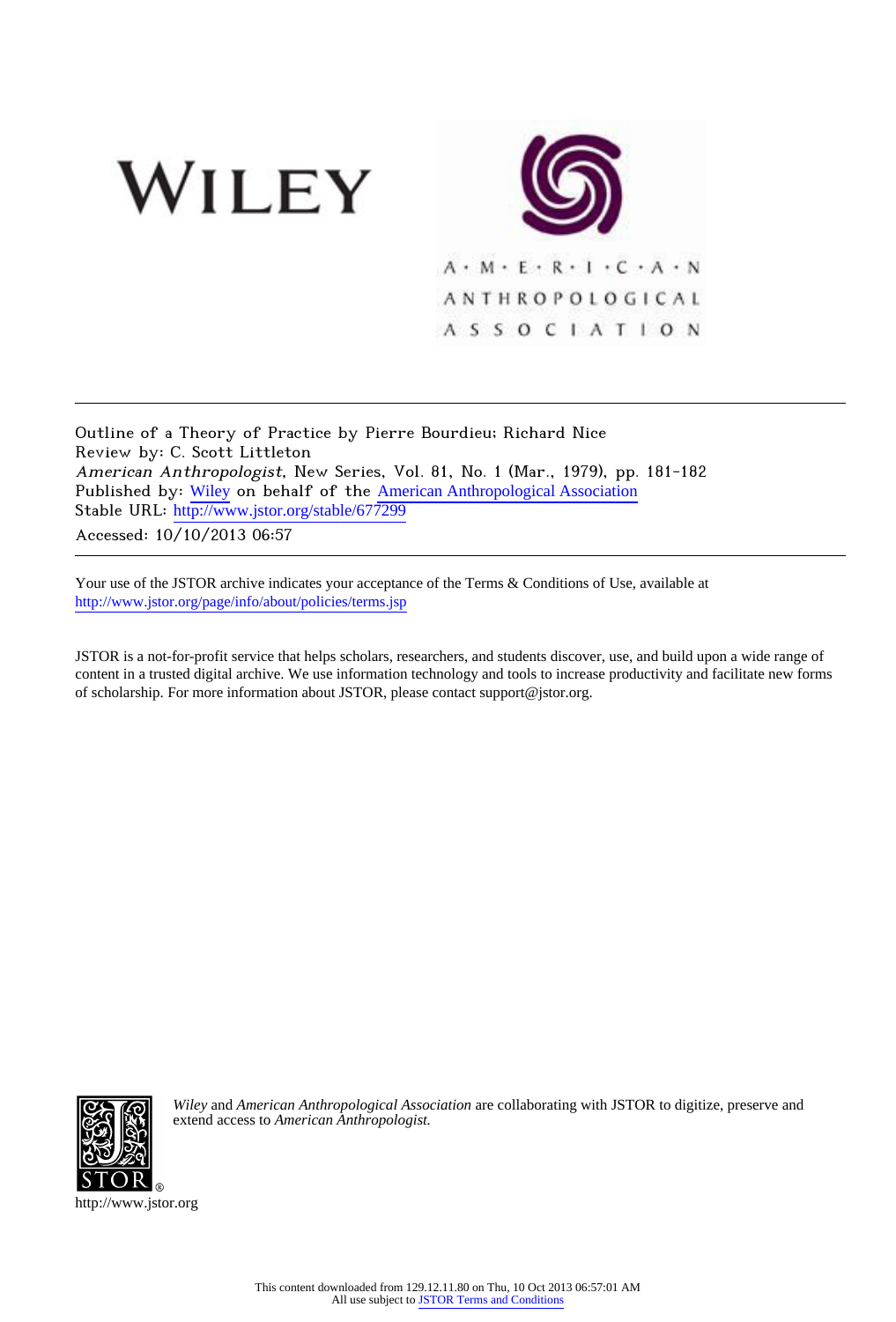WILEY

AMERICAN ANTHROPOLOGICAL ASSOCIATION

Outline of a Theory of Practice by Pierre Bourdieu; Richard Nice
Review by: C. Scott Littleton
*American Anthropologist*, New Series, Vol. 81, No. 1 (Mar., 1979), pp. 181-182
Published by: Wiley on behalf of the American Anthropological Association
Stable URL: http://www.jstor.org/stable/677299
Accessed: 10/10/2013 06:57

---

Your use of the JSTOR archive indicates your acceptance of the Terms & Conditions of Use, available at http://www.jstor.org/page/info/about/policies/terms.jsp

JSTOR is a not-for-profit service that helps scholars, researchers, and students discover, use, and build upon a wide range of content in a trusted digital archive. We use information technology and tools to increase productivity and facilitate new forms of scholarship. For more information about JSTOR, please contact support@jstor.org.

*Wiley* and *American Anthropological Association* are collaborating with JSTOR to digitize, preserve and extend access to *American Anthropologist*.

http://www.jstor.org

This content downloaded from 129.12.11.80 on Thu, 10 Oct 2013 06:57:01 AM
All use subject to JSTOR Terms and Conditions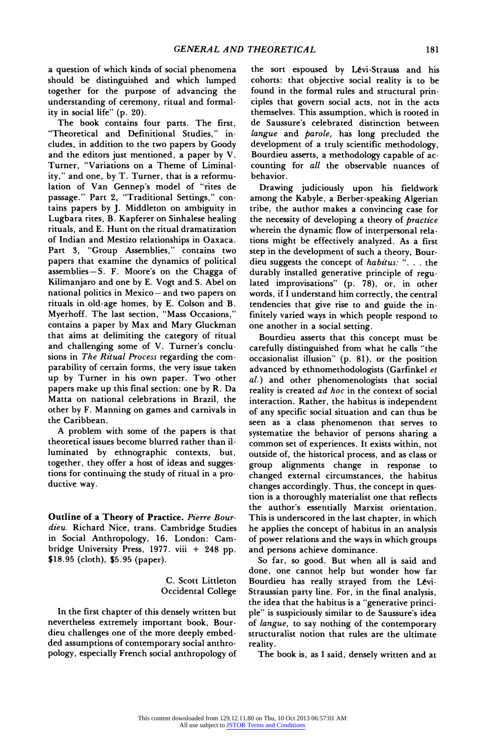a question of which kinds of social phenomena should be distinguished and which lumped together for the purpose of advancing the understanding of ceremony, ritual and formality in social life" (p. 20).

The book contains four parts. The first, "Theoretical and Definitional Studies," includes, in addition to the two papers by Goody and the editors just mentioned, a paper by V. Turner, "Variations on a Theme of Liminality," and one, by T. Turner, that is a reformulation of Van Gennep's model of "rites de passage." Part 2, "Traditional Settings," contains papers by J. Middleton on ambiguity in Lugbara rites, B. Kapferer on Sinhalese healing rituals, and E. Hunt on the ritual dramatization of Indian and Mestizo relationships in Oaxaca. Part 3, "Group Assemblies," contains two papers that examine the dynamics of political assemblies—S. F. Moore's on the Chagga of Kilimanjaro and one by E. Vogt and S. Abel on national politics in Mexico—and two papers on rituals in old-age homes, by E. Colson and B. Myerhoff. The last section, "Mass Occasions," contains a paper by Max and Mary Gluckman that aims at delimiting the category of ritual and challenging some of V. Turner's conclusions in *The Ritual Process* regarding the comparability of certain forms, the very issue taken up by Turner in his own paper. Two other papers make up this final section: one by R. Da Matta on national celebrations in Brazil, the other by F. Manning on games and carnivals in the Caribbean.

A problem with some of the papers is that theoretical issues become blurred rather than illuminated by ethnographic contexts, but, together, they offer a host of ideas and suggestions for continuing the study of ritual in a productive way.

**Outline of a Theory of Practice.** *Pierre Bourdieu.* Richard Nice, trans. Cambridge Studies in Social Anthropology, 16. London: Cambridge University Press, 1977. viii + 248 pp. $18.95 (cloth), $5.95 (paper).

C. Scott Littleton
Occidental College

In the first chapter of this densely written but nevertheless extremely important book, Bourdieu challenges one of the more deeply embedded assumptions of contemporary social anthropology, especially French social anthropology of the sort espoused by Lévi-Strauss and his cohorts: that objective social reality is to be found in the formal rules and structural principles that govern social acts, not in the acts themselves. This assumption, which is rooted in de Saussure's celebrated distinction between *langue* and *parole*, has long precluded the development of a truly scientific methodology, Bourdieu asserts, a methodology capable of accounting for *all* the observable nuances of behavior.

Drawing judiciously upon his fieldwork among the Kabyle, a Berber-speaking Algerian tribe, the author makes a convincing case for the necessity of developing a theory of *practice* wherein the dynamic flow of interpersonal relations might be effectively analyzed. As a first step in the development of such a theory, Bourdieu suggests the concept of *habitus:* ". . . the durably installed generative principle of regulated improvisations" (p. 78), or, in other words, if I understand him correctly, the central tendencies that give rise to and guide the infinitely varied ways in which people respond to one another in a social setting.

Bourdieu asserts that this concept must be carefully distinguished from what he calls "the occasionalist illusion" (p. 81), or the position advanced by ethnomethodologists (Garfinkel *et al.*) and other phenomenologists that social reality is created *ad hoc* in the context of social interaction. Rather, the habitus is independent of any specific social situation and can thus be seen as a class phenomenon that serves to systematize the behavior of persons sharing a common set of experiences. It exists within, not outside of, the historical process, and as class or group alignments change in response to changed external circumstances, the habitus changes accordingly. Thus, the concept in question is a thoroughly materialist one that reflects the author's essentially Marxist orientation. This is underscored in the last chapter, in which he applies the concept of habitus in an analysis of power relations and the ways in which groups and persons achieve dominance.

So far, so good. But when all is said and done, one cannot help but wonder how far Bourdieu has really strayed from the Lévi-Straussian party line. For, in the final analysis, the idea that the habitus is a "generative principle" is suspiciously similar to de Saussure's idea of *langue,* to say nothing of the contemporary structuralist notion that rules are the ultimate reality.

The book is, as I said, densely written and at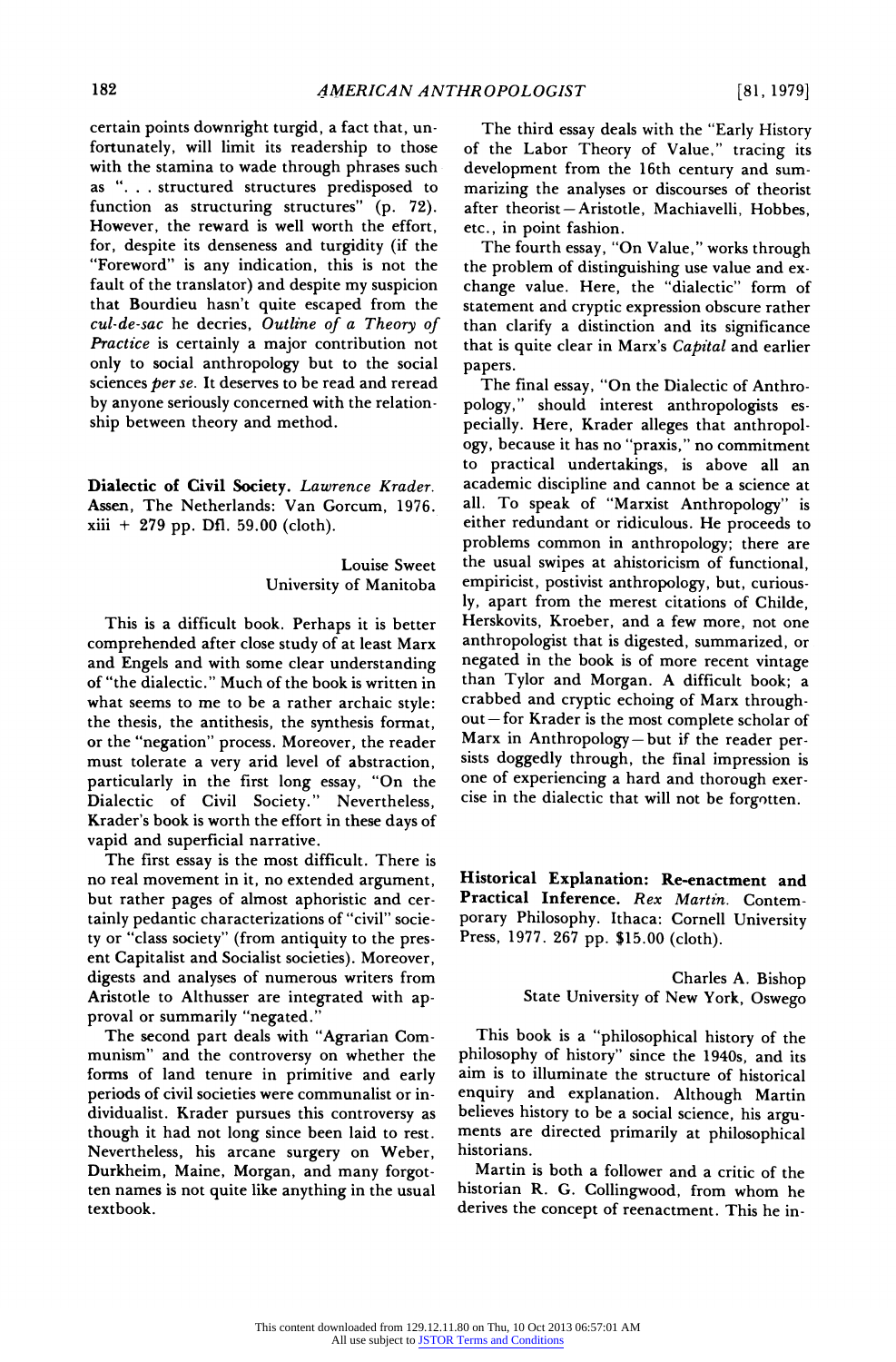certain points downright turgid, a fact that, unfortunately, will limit its readership to those with the stamina to wade through phrases such as ". . . structured structures predisposed to function as structuring structures" (p. 72). However, the reward is well worth the effort, for, despite its denseness and turgidity (if the "Foreword" is any indication, this is not the fault of the translator) and despite my suspicion that Bourdieu hasn't quite escaped from the *cul-de-sac* he decries, *Outline of a Theory of Practice* is certainly a major contribution not only to social anthropology but to the social sciences *per se*. It deserves to be read and reread by anyone seriously concerned with the relationship between theory and method.

**Dialectic of Civil Society.** *Lawrence Krader.* Assen, The Netherlands: Van Gorcum, 1976. xiii + 279 pp. Dfl. 59.00 (cloth).

Louise Sweet
University of Manitoba

This is a difficult book. Perhaps it is better comprehended after close study of at least Marx and Engels and with some clear understanding of "the dialectic." Much of the book is written in what seems to me to be a rather archaic style: the thesis, the antithesis, the synthesis format, or the "negation" process. Moreover, the reader must tolerate a very arid level of abstraction, particularly in the first long essay, "On the Dialectic of Civil Society." Nevertheless, Krader's book is worth the effort in these days of vapid and superficial narrative.

The first essay is the most difficult. There is no real movement in it, no extended argument, but rather pages of almost aphoristic and certainly pedantic characterizations of "civil" society or "class society" (from antiquity to the present Capitalist and Socialist societies). Moreover, digests and analyses of numerous writers from Aristotle to Althusser are integrated with approval or summarily "negated."

The second part deals with "Agrarian Communism" and the controversy on whether the forms of land tenure in primitive and early periods of civil societies were communalist or individualist. Krader pursues this controversy as though it had not long since been laid to rest. Nevertheless, his arcane surgery on Weber, Durkheim, Maine, Morgan, and many forgotten names is not quite like anything in the usual textbook.

The third essay deals with the "Early History of the Labor Theory of Value," tracing its development from the 16th century and summarizing the analyses or discourses of theorist after theorist—Aristotle, Machiavelli, Hobbes, etc., in point fashion.

The fourth essay, "On Value," works through the problem of distinguishing use value and exchange value. Here, the "dialectic" form of statement and cryptic expression obscure rather than clarify a distinction and its significance that is quite clear in Marx's *Capital* and earlier papers.

The final essay, "On the Dialectic of Anthropology," should interest anthropologists especially. Here, Krader alleges that anthropology, because it has no "praxis," no commitment to practical undertakings, is above all an academic discipline and cannot be a science at all. To speak of "Marxist Anthropology" is either redundant or ridiculous. He proceeds to problems common in anthropology; there are the usual swipes at ahistoricism of functional, empiricist, postivist anthropology, but, curiously, apart from the merest citations of Childe, Herskovits, Kroeber, and a few more, not one anthropologist that is digested, summarized, or negated in the book is of more recent vintage than Tylor and Morgan. A difficult book; a crabbed and cryptic echoing of Marx throughout—for Krader is the most complete scholar of Marx in Anthropology—but if the reader persists doggedly through, the final impression is one of experiencing a hard and thorough exercise in the dialectic that will not be forgotten.

**Historical Explanation: Re-enactment and Practical Inference.** *Rex Martin.* Contemporary Philosophy. Ithaca: Cornell University Press, 1977. 267 pp. $15.00 (cloth).

Charles A. Bishop
State University of New York, Oswego

This book is a "philosophical history of the philosophy of history" since the 1940s, and its aim is to illuminate the structure of historical enquiry and explanation. Although Martin believes history to be a social science, his arguments are directed primarily at philosophical historians.

Martin is both a follower and a critic of the historian R. G. Collingwood, from whom he derives the concept of reenactment. This he in-